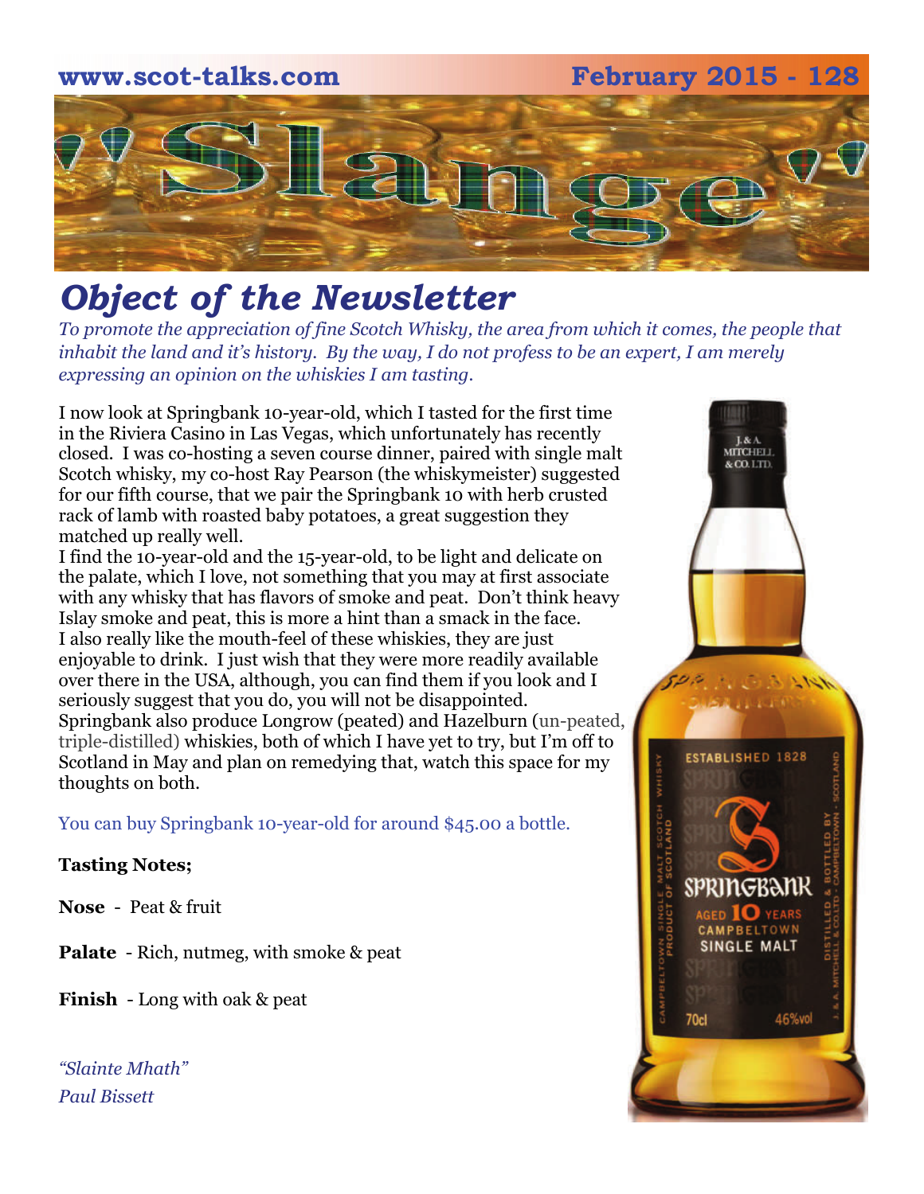www.scot-talks.com February 2015 - 128

# "Slange"

## *Object of the Newsletter*

*To promote the appreciation of fine Scotch Whisky, the area from which it comes, the people that inhabit the land and it's history. By the way, I do not profess to be an expert, I am merely expressing an opinion on the whiskies I am tasting.*

I now look at Springbank 10-year-old, which I tasted for the first time in the Riviera Casino in Las Vegas, which unfortunately has recently closed. I was co-hosting a seven course dinner, paired with single malt Scotch whisky, my co-host Ray Pearson (the whiskymeister) suggested for our fifth course, that we pair the Springbank 10 with herb crusted rack of lamb with roasted baby potatoes, a great suggestion they matched up really well.

I find the 10-year-old and the 15-year-old, to be light and delicate on the palate, which I love, not something that you may at first associate with any whisky that has flavors of smoke and peat. Don't think heavy Islay smoke and peat, this is more a hint than a smack in the face. I also really like the mouth-feel of these whiskies, they are just enjoyable to drink. I just wish that they were more readily available over there in the USA, although, you can find them if you look and I seriously suggest that you do, you will not be disappointed. Springbank also produce Longrow (peated) and Hazelburn (un-peated, triple-distilled) whiskies, both of which I have yet to try, but I'm off to Scotland in May and plan on remedying that, watch this space for my thoughts on both.

You can buy Springbank 10-year-old for around $45.00 a bottle.

**Tasting Notes;**

**Nose** - Peat & fruit

**Palate** - Rich, nutmeg, with smoke & peat

**Finish** - Long with oak & peat

*"Slainte Mhath"*
*Paul Bissett*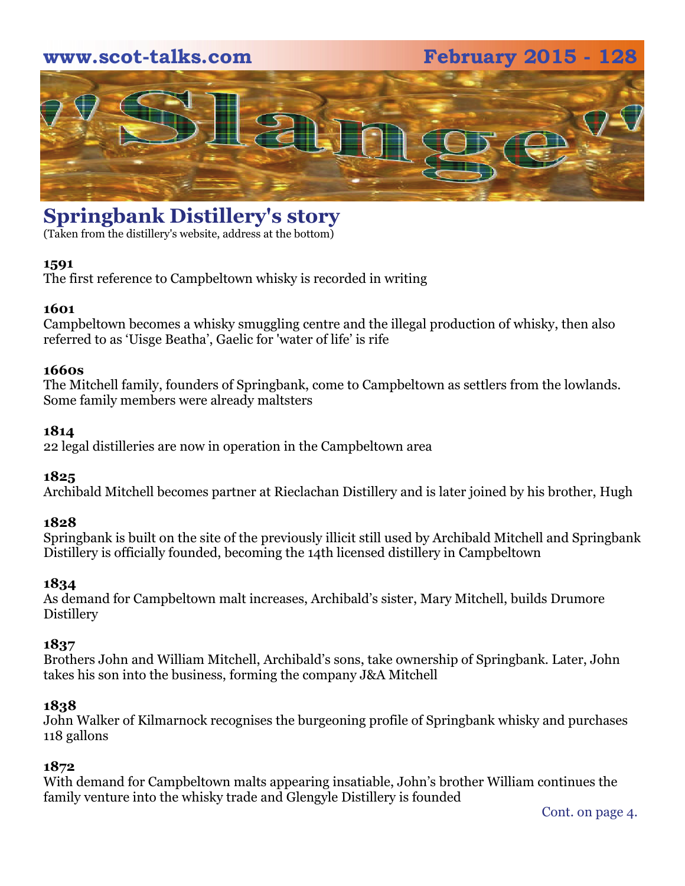# Springbank Distillery's story

(Taken from the distillery's website, address at the bottom)

**1591**
The first reference to Campbeltown whisky is recorded in writing

**1601**
Campbeltown becomes a whisky smuggling centre and the illegal production of whisky, then also referred to as ‘Uisge Beatha’, Gaelic for 'water of life' is rife

**1660s**
The Mitchell family, founders of Springbank, come to Campbeltown as settlers from the lowlands. Some family members were already maltsters

**1814**
22 legal distilleries are now in operation in the Campbeltown area

**1825**
Archibald Mitchell becomes partner at Rieclachan Distillery and is later joined by his brother, Hugh

**1828**
Springbank is built on the site of the previously illicit still used by Archibald Mitchell and Springbank Distillery is officially founded, becoming the 14th licensed distillery in Campbeltown

**1834**
As demand for Campbeltown malt increases, Archibald’s sister, Mary Mitchell, builds Drumore Distillery

**1837**
Brothers John and William Mitchell, Archibald’s sons, take ownership of Springbank. Later, John takes his son into the business, forming the company J&A Mitchell

**1838**
John Walker of Kilmarnock recognises the burgeoning profile of Springbank whisky and purchases 118 gallons

**1872**
With demand for Campbeltown malts appearing insatiable, John’s brother William continues the family venture into the whisky trade and Glengyle Distillery is founded

Cont. on page 4.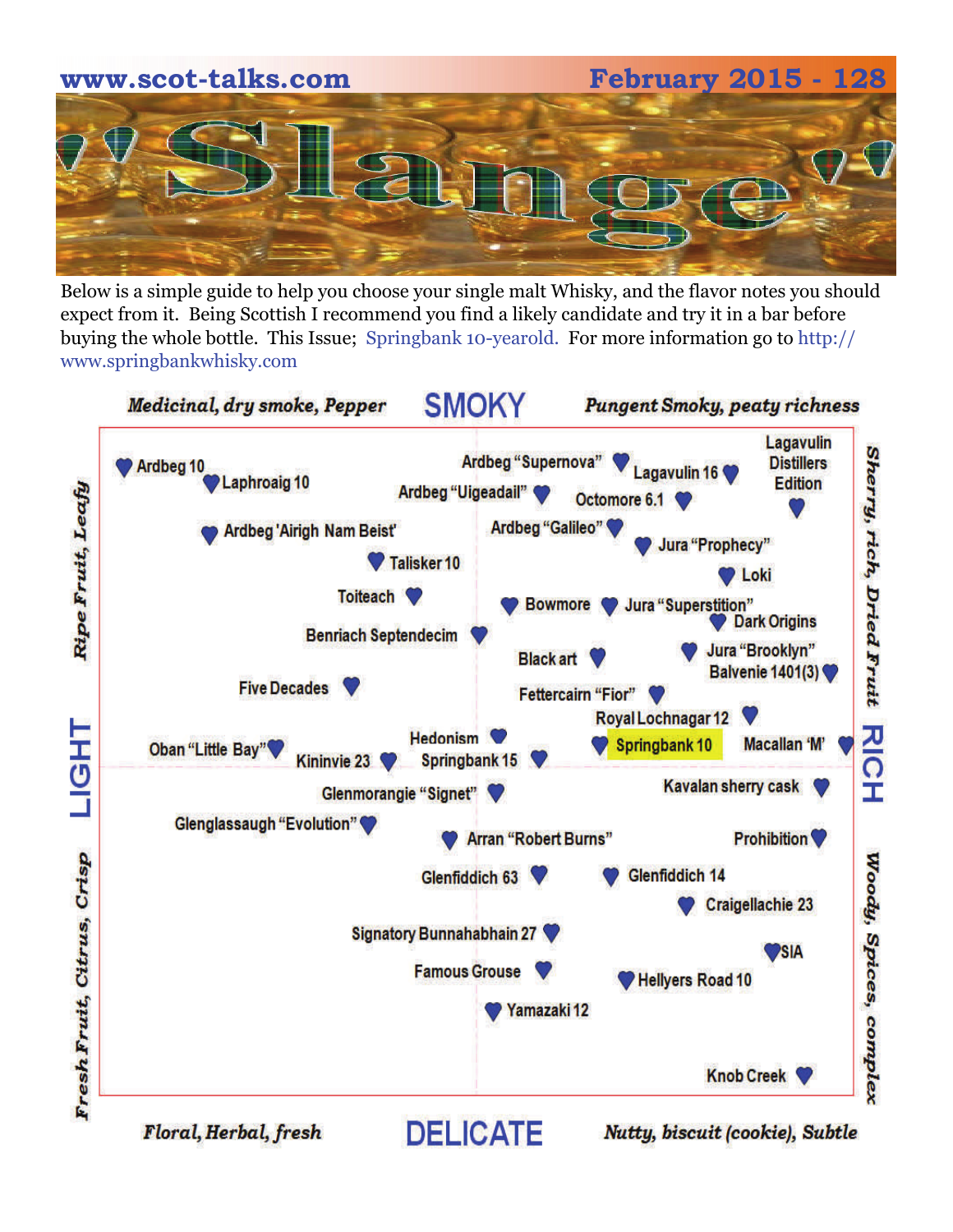# 'Slange'

Below is a simple guide to help you choose your single malt Whisky, and the flavor notes you should expect from it. Being Scottish I recommend you find a likely candidate and try it in a bar before buying the whole bottle. This Issue; Springbank 10-yearold. For more information go to http://www.springbankwhisky.com

*Medicinal, dry smoke, Pepper* — **SMOKY** — *Pungent Smoky, peaty richness*

**LIGHT** (*Ripe Fruit, Leafy* / *Fresh Fruit, Citrus, Crisp*) — **RICH** (*Sherry, rich, Dried Fruit* / *Woody, Spices, complex*)

*Floral, Herbal, fresh* — **DELICATE** — *Nutty, biscuit (cookie), Subtle*

Ardbeg 10
Laphroaig 10
Ardbeg "Supernova"
Lagavulin 16
Lagavulin Distillers Edition
Ardbeg "Uigeadail"
Octomore 6.1
Ardbeg 'Airigh Nam Beist'
Ardbeg "Galileo"
Jura "Prophecy"
Talisker 10
Loki
Toiteach
Bowmore
Jura "Superstition"
Dark Origins
Benriach Septendecim
Black art
Jura "Brooklyn"
Balvenie 1401(3)
Five Decades
Fettercairn "Fior"
Royal Lochnagar 12
Hedonism
Springbank 10
Macallan 'M'
Oban "Little Bay"
Kininvie 23
Springbank 15
Glenmorangie "Signet"
Kavalan sherry cask
Glenglassaugh "Evolution"
Arran "Robert Burns"
Prohibition
Glenfiddich 63
Glenfiddich 14
Craigellachie 23
Signatory Bunnahabhain 27
SIA
Famous Grouse
Hellyers Road 10
Yamazaki 12
Knob Creek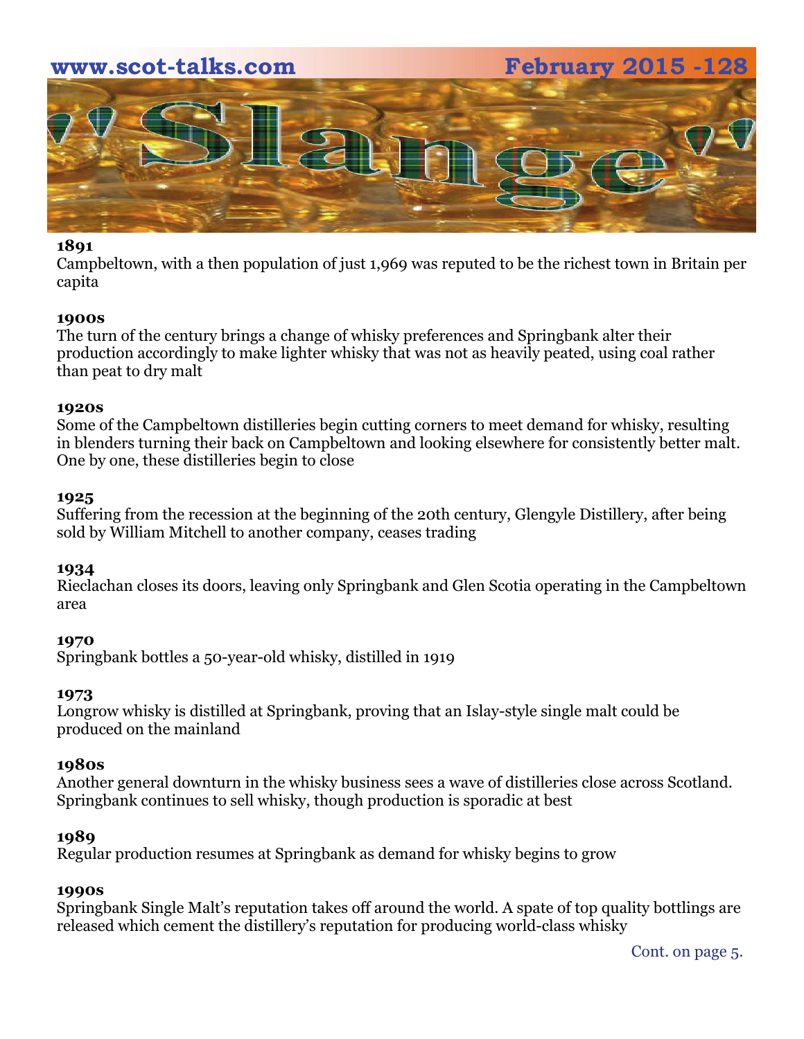**1891**
Campbeltown, with a then population of just 1,969 was reputed to be the richest town in Britain per capita

**1900s**
The turn of the century brings a change of whisky preferences and Springbank alter their production accordingly to make lighter whisky that was not as heavily peated, using coal rather than peat to dry malt

**1920s**
Some of the Campbeltown distilleries begin cutting corners to meet demand for whisky, resulting in blenders turning their back on Campbeltown and looking elsewhere for consistently better malt. One by one, these distilleries begin to close

**1925**
Suffering from the recession at the beginning of the 20th century, Glengyle Distillery, after being sold by William Mitchell to another company, ceases trading

**1934**
Rieclachan closes its doors, leaving only Springbank and Glen Scotia operating in the Campbeltown area

**1970**
Springbank bottles a 50-year-old whisky, distilled in 1919

**1973**
Longrow whisky is distilled at Springbank, proving that an Islay-style single malt could be produced on the mainland

**1980s**
Another general downturn in the whisky business sees a wave of distilleries close across Scotland. Springbank continues to sell whisky, though production is sporadic at best

**1989**
Regular production resumes at Springbank as demand for whisky begins to grow

**1990s**
Springbank Single Malt's reputation takes off around the world. A spate of top quality bottlings are released which cement the distillery's reputation for producing world-class whisky

Cont. on page 5.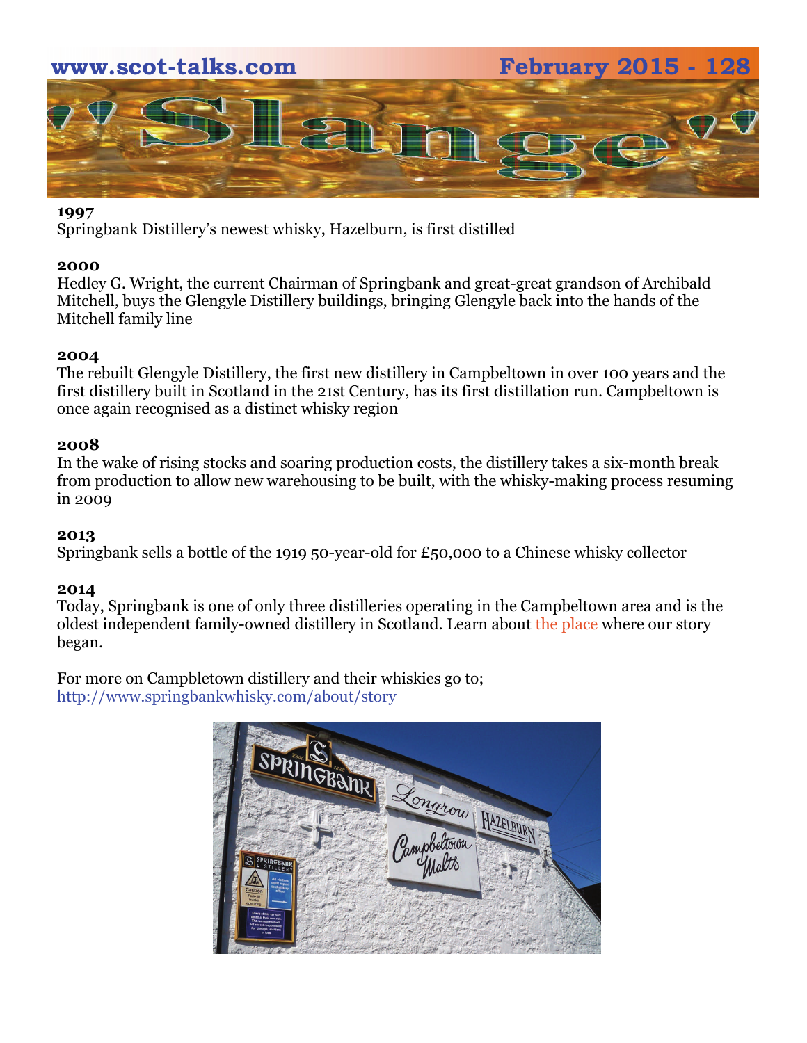**1997**
Springbank Distillery's newest whisky, Hazelburn, is first distilled

**2000**
Hedley G. Wright, the current Chairman of Springbank and great-great grandson of Archibald Mitchell, buys the Glengyle Distillery buildings, bringing Glengyle back into the hands of the Mitchell family line

**2004**
The rebuilt Glengyle Distillery, the first new distillery in Campbeltown in over 100 years and the first distillery built in Scotland in the 21st Century, has its first distillation run. Campbeltown is once again recognised as a distinct whisky region

**2008**
In the wake of rising stocks and soaring production costs, the distillery takes a six-month break from production to allow new warehousing to be built, with the whisky-making process resuming in 2009

**2013**
Springbank sells a bottle of the 1919 50-year-old for £50,000 to a Chinese whisky collector

**2014**
Today, Springbank is one of only three distilleries operating in the Campbeltown area and is the oldest independent family-owned distillery in Scotland. Learn about the place where our story began.

For more on Campbletown distillery and their whiskies go to;
http://www.springbankwhisky.com/about/story